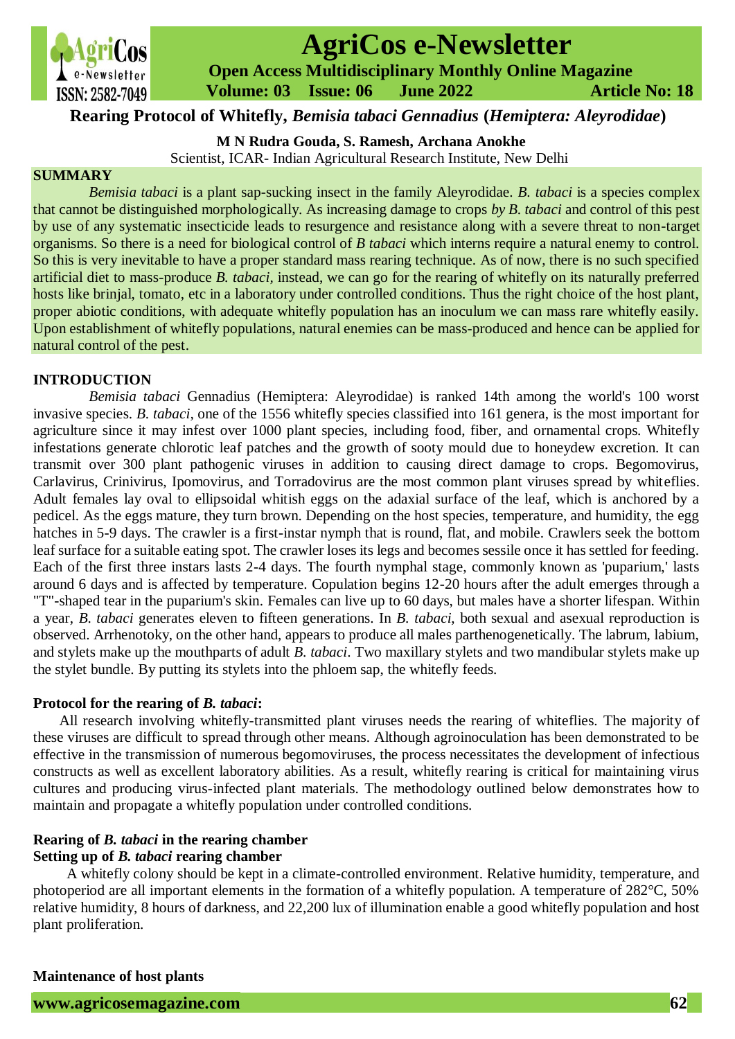# Rearing Protocol of Whitefly, *Bemisia tabaci Gennadius* (*Hemiptera: Aleyrodidae*)

**M N Rudra Gouda, S. Ramesh, Archana Anokhe**

Scientist, ICAR- Indian Agricultural Research Institute, New Delhi

## SUMMARY

*Bemisia tabaci* is a plant sap-sucking insect in the family Aleyrodidae. *B. tabaci* is a species complex that cannot be distinguished morphologically. As increasing damage to crops *by B. tabaci* and control of this pest by use of any systematic insecticide leads to resurgence and resistance along with a severe threat to non-target organisms. So there is a need for biological control of *B tabaci* which interns require a natural enemy to control. So this is very inevitable to have a proper standard mass rearing technique. As of now, there is no such specified artificial diet to mass-produce *B. tabaci*, instead, we can go for the rearing of whitefly on its naturally preferred hosts like brinjal, tomato, etc in a laboratory under controlled conditions. Thus the right choice of the host plant, proper abiotic conditions, with adequate whitefly population has an inoculum we can mass rare whitefly easily. Upon establishment of whitefly populations, natural enemies can be mass-produced and hence can be applied for natural control of the pest.

## INTRODUCTION

*Bemisia tabaci* Gennadius (Hemiptera: Aleyrodidae) is ranked 14th among the world's 100 worst invasive species. *B. tabaci*, one of the 1556 whitefly species classified into 161 genera, is the most important for agriculture since it may infest over 1000 plant species, including food, fiber, and ornamental crops. Whitefly infestations generate chlorotic leaf patches and the growth of sooty mould due to honeydew excretion. It can transmit over 300 plant pathogenic viruses in addition to causing direct damage to crops. Begomovirus, Carlavirus, Crinivirus, Ipomovirus, and Torradovirus are the most common plant viruses spread by whiteflies. Adult females lay oval to ellipsoidal whitish eggs on the adaxial surface of the leaf, which is anchored by a pedicel. As the eggs mature, they turn brown. Depending on the host species, temperature, and humidity, the egg hatches in 5-9 days. The crawler is a first-instar nymph that is round, flat, and mobile. Crawlers seek the bottom leaf surface for a suitable eating spot. The crawler loses its legs and becomes sessile once it has settled for feeding. Each of the first three instars lasts 2-4 days. The fourth nymphal stage, commonly known as 'puparium,' lasts around 6 days and is affected by temperature. Copulation begins 12-20 hours after the adult emerges through a "T"-shaped tear in the puparium's skin. Females can live up to 60 days, but males have a shorter lifespan. Within a year, *B. tabaci* generates eleven to fifteen generations. In *B. tabaci*, both sexual and asexual reproduction is observed. Arrhenotoky, on the other hand, appears to produce all males parthenogenetically. The labrum, labium, and stylets make up the mouthparts of adult *B. tabaci*. Two maxillary stylets and two mandibular stylets make up the stylet bundle. By putting its stylets into the phloem sap, the whitefly feeds.

### Protocol for the rearing of *B. tabaci*:

All research involving whitefly-transmitted plant viruses needs the rearing of whiteflies. The majority of these viruses are difficult to spread through other means. Although agroinoculation has been demonstrated to be effective in the transmission of numerous begomoviruses, the process necessitates the development of infectious constructs as well as excellent laboratory abilities. As a result, whitefly rearing is critical for maintaining virus cultures and producing virus-infected plant materials. The methodology outlined below demonstrates how to maintain and propagate a whitefly population under controlled conditions.

### Rearing of *B. tabaci* in the rearing chamber

#### Setting up of *B. tabaci* rearing chamber

A whitefly colony should be kept in a climate-controlled environment. Relative humidity, temperature, and photoperiod are all important elements in the formation of a whitefly population. A temperature of 282°C, 50% relative humidity, 8 hours of darkness, and 22,200 lux of illumination enable a good whitefly population and host plant proliferation.

#### Maintenance of host plants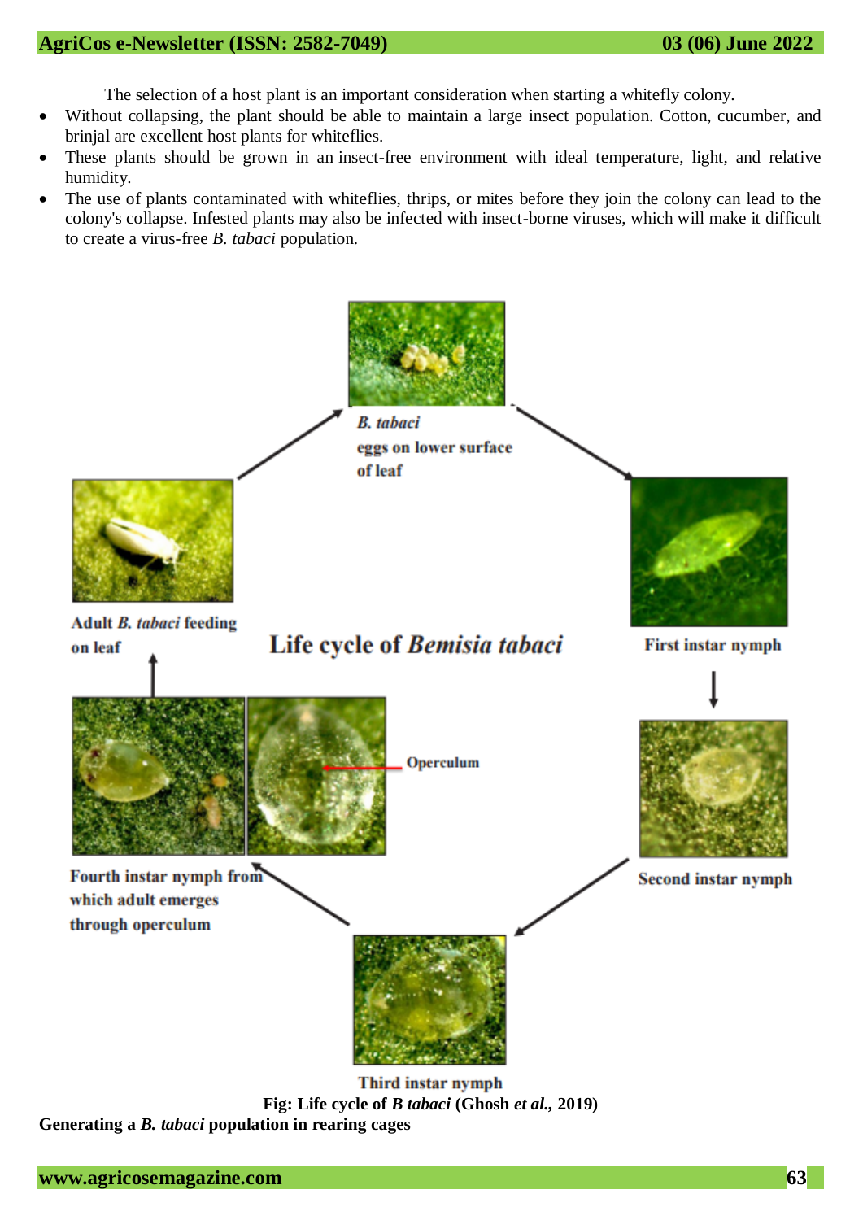The selection of a host plant is an important consideration when starting a whitefly colony.

- Without collapsing, the plant should be able to maintain a large insect population. Cotton, cucumber, and brinjal are excellent host plants for whiteflies.
- These plants should be grown in an insect-free environment with ideal temperature, light, and relative humidity.
- The use of plants contaminated with whiteflies, thrips, or mites before they join the colony can lead to the colony's collapse. Infested plants may also be infected with insect-borne viruses, which will make it difficult to create a virus-free *B. tabaci* population.

**Fig: Life cycle of *B tabaci* (Ghosh *et al.*, 2019)**

**Generating a *B. tabaci* population in rearing cages**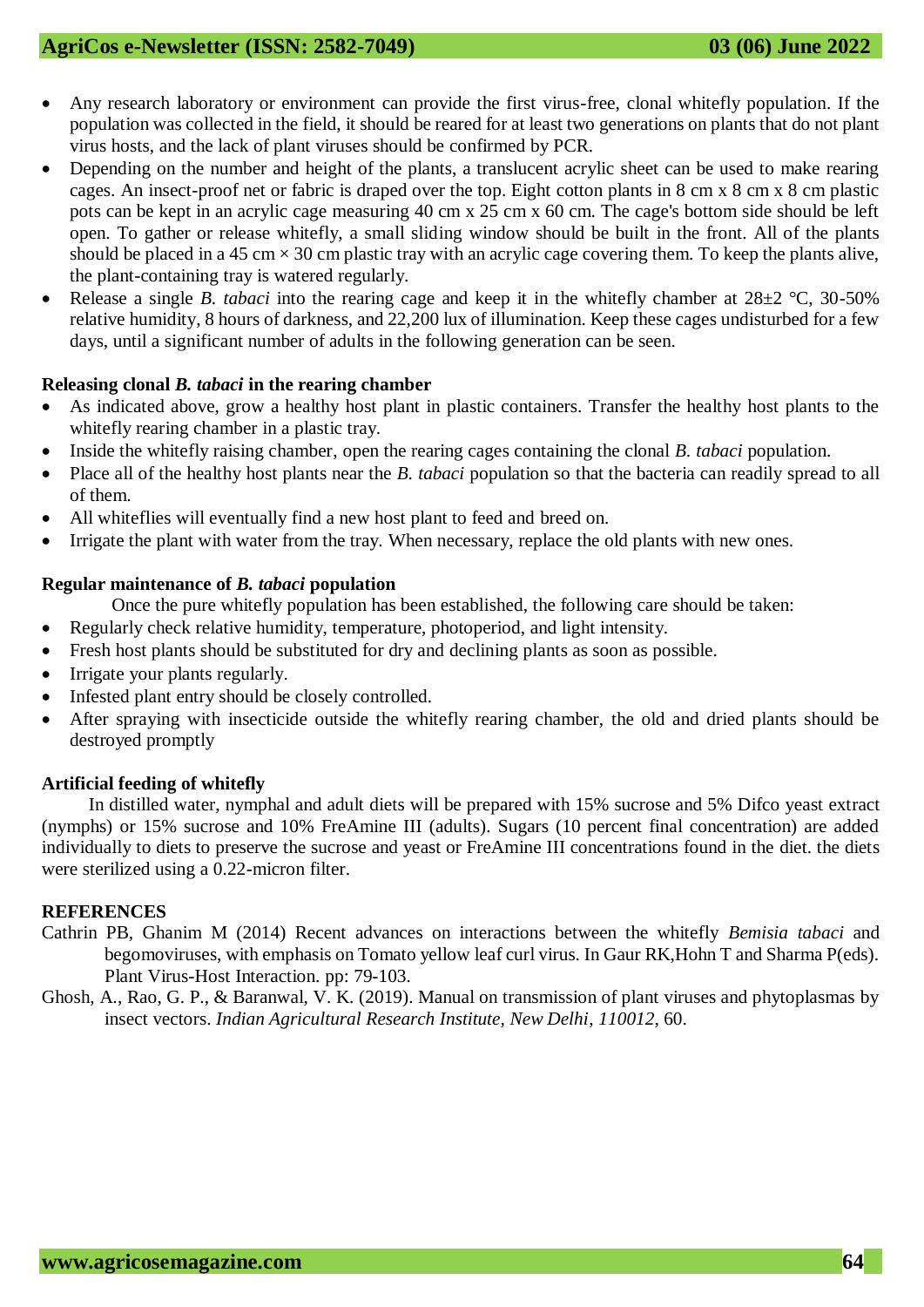- Any research laboratory or environment can provide the first virus-free, clonal whitefly population. If the population was collected in the field, it should be reared for at least two generations on plants that do not plant virus hosts, and the lack of plant viruses should be confirmed by PCR.
- Depending on the number and height of the plants, a translucent acrylic sheet can be used to make rearing cages. An insect-proof net or fabric is draped over the top. Eight cotton plants in 8 cm x 8 cm x 8 cm plastic pots can be kept in an acrylic cage measuring 40 cm x 25 cm x 60 cm. The cage's bottom side should be left open. To gather or release whitefly, a small sliding window should be built in the front. All of the plants should be placed in a 45 cm × 30 cm plastic tray with an acrylic cage covering them. To keep the plants alive, the plant-containing tray is watered regularly.
- Release a single *B. tabaci* into the rearing cage and keep it in the whitefly chamber at 28±2 °C, 30-50% relative humidity, 8 hours of darkness, and 22,200 lux of illumination. Keep these cages undisturbed for a few days, until a significant number of adults in the following generation can be seen.

**Releasing clonal *B. tabaci* in the rearing chamber**

- As indicated above, grow a healthy host plant in plastic containers. Transfer the healthy host plants to the whitefly rearing chamber in a plastic tray.
- Inside the whitefly raising chamber, open the rearing cages containing the clonal *B. tabaci* population.
- Place all of the healthy host plants near the *B. tabaci* population so that the bacteria can readily spread to all of them.
- All whiteflies will eventually find a new host plant to feed and breed on.
- Irrigate the plant with water from the tray. When necessary, replace the old plants with new ones.

**Regular maintenance of *B. tabaci* population**

Once the pure whitefly population has been established, the following care should be taken:

- Regularly check relative humidity, temperature, photoperiod, and light intensity.
- Fresh host plants should be substituted for dry and declining plants as soon as possible.
- Irrigate your plants regularly.
- Infested plant entry should be closely controlled.
- After spraying with insecticide outside the whitefly rearing chamber, the old and dried plants should be destroyed promptly

**Artificial feeding of whitefly**

In distilled water, nymphal and adult diets will be prepared with 15% sucrose and 5% Difco yeast extract (nymphs) or 15% sucrose and 10% FreAmine III (adults). Sugars (10 percent final concentration) are added individually to diets to preserve the sucrose and yeast or FreAmine III concentrations found in the diet. the diets were sterilized using a 0.22-micron filter.

**REFERENCES**

Cathrin PB, Ghanim M (2014) Recent advances on interactions between the whitefly *Bemisia tabaci* and begomoviruses, with emphasis on Tomato yellow leaf curl virus. In Gaur RK,Hohn T and Sharma P(eds). Plant Virus-Host Interaction. pp: 79-103.

Ghosh, A., Rao, G. P., & Baranwal, V. K. (2019). Manual on transmission of plant viruses and phytoplasmas by insect vectors. *Indian Agricultural Research Institute, New Delhi, 110012*, 60.